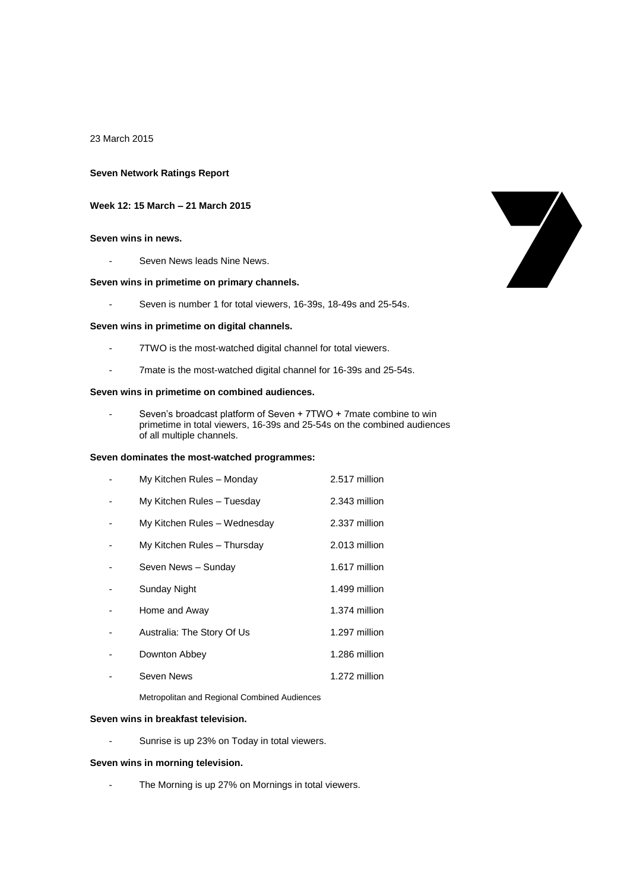23 March 2015

**Seven Network Ratings Report**

**Week 12: 15 March – 21 March 2015**

**Seven wins in news.**

- Seven News leads Nine News.

**Seven wins in primetime on primary channels.**

- Seven is number 1 for total viewers, 16-39s, 18-49s and 25-54s.

**Seven wins in primetime on digital channels.**

- 7TWO is the most-watched digital channel for total viewers.
- 7mate is the most-watched digital channel for 16-39s and 25-54s.

**Seven wins in primetime on combined audiences.**

- Seven's broadcast platform of Seven + 7TWO + 7mate combine to win primetime in total viewers, 16-39s and 25-54s on the combined audiences of all multiple channels.

**Seven dominates the most-watched programmes:**

| | |
|---|---|
| - My Kitchen Rules – Monday | 2.517 million |
| - My Kitchen Rules – Tuesday | 2.343 million |
| - My Kitchen Rules – Wednesday | 2.337 million |
| - My Kitchen Rules – Thursday | 2.013 million |
| - Seven News – Sunday | 1.617 million |
| - Sunday Night | 1.499 million |
| - Home and Away | 1.374 million |
| - Australia: The Story Of Us | 1.297 million |
| - Downton Abbey | 1.286 million |
| - Seven News | 1.272 million |

Metropolitan and Regional Combined Audiences

**Seven wins in breakfast television.**

- Sunrise is up 23% on Today in total viewers.

**Seven wins in morning television.**

- The Morning is up 27% on Mornings in total viewers.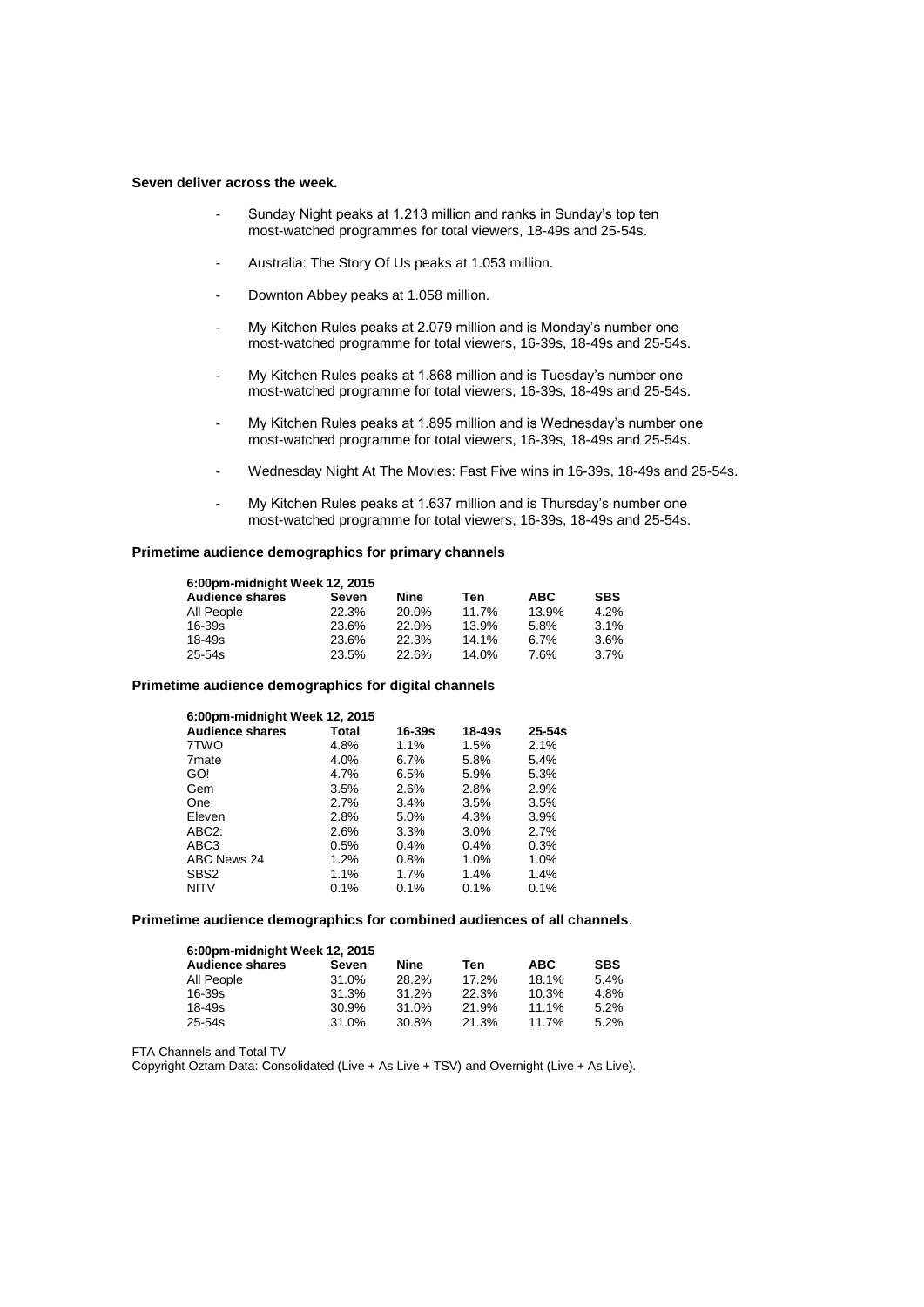**Seven deliver across the week.**

- Sunday Night peaks at 1.213 million and ranks in Sunday's top ten most-watched programmes for total viewers, 18-49s and 25-54s.
- Australia: The Story Of Us peaks at 1.053 million.
- Downton Abbey peaks at 1.058 million.
- My Kitchen Rules peaks at 2.079 million and is Monday's number one most-watched programme for total viewers, 16-39s, 18-49s and 25-54s.
- My Kitchen Rules peaks at 1.868 million and is Tuesday's number one most-watched programme for total viewers, 16-39s, 18-49s and 25-54s.
- My Kitchen Rules peaks at 1.895 million and is Wednesday's number one most-watched programme for total viewers, 16-39s, 18-49s and 25-54s.
- Wednesday Night At The Movies: Fast Five wins in 16-39s, 18-49s and 25-54s.
- My Kitchen Rules peaks at 1.637 million and is Thursday's number one most-watched programme for total viewers, 16-39s, 18-49s and 25-54s.

**Primetime audience demographics for primary channels**

**6:00pm-midnight Week 12, 2015**

| Audience shares | Seven | Nine | Ten | ABC | SBS |
|---|---|---|---|---|---|
| All People | 22.3% | 20.0% | 11.7% | 13.9% | 4.2% |
| 16-39s | 23.6% | 22.0% | 13.9% | 5.8% | 3.1% |
| 18-49s | 23.6% | 22.3% | 14.1% | 6.7% | 3.6% |
| 25-54s | 23.5% | 22.6% | 14.0% | 7.6% | 3.7% |

**Primetime audience demographics for digital channels**

**6:00pm-midnight Week 12, 2015**

| Audience shares | Total | 16-39s | 18-49s | 25-54s |
|---|---|---|---|---|
| 7TWO | 4.8% | 1.1% | 1.5% | 2.1% |
| 7mate | 4.0% | 6.7% | 5.8% | 5.4% |
| GO! | 4.7% | 6.5% | 5.9% | 5.3% |
| Gem | 3.5% | 2.6% | 2.8% | 2.9% |
| One: | 2.7% | 3.4% | 3.5% | 3.5% |
| Eleven | 2.8% | 5.0% | 4.3% | 3.9% |
| ABC2: | 2.6% | 3.3% | 3.0% | 2.7% |
| ABC3 | 0.5% | 0.4% | 0.4% | 0.3% |
| ABC News 24 | 1.2% | 0.8% | 1.0% | 1.0% |
| SBS2 | 1.1% | 1.7% | 1.4% | 1.4% |
| NITV | 0.1% | 0.1% | 0.1% | 0.1% |

**Primetime audience demographics for combined audiences of all channels**.

**6:00pm-midnight Week 12, 2015**

| Audience shares | Seven | Nine | Ten | ABC | SBS |
|---|---|---|---|---|---|
| All People | 31.0% | 28.2% | 17.2% | 18.1% | 5.4% |
| 16-39s | 31.3% | 31.2% | 22.3% | 10.3% | 4.8% |
| 18-49s | 30.9% | 31.0% | 21.9% | 11.1% | 5.2% |
| 25-54s | 31.0% | 30.8% | 21.3% | 11.7% | 5.2% |

FTA Channels and Total TV

Copyright Oztam Data: Consolidated (Live + As Live + TSV) and Overnight (Live + As Live).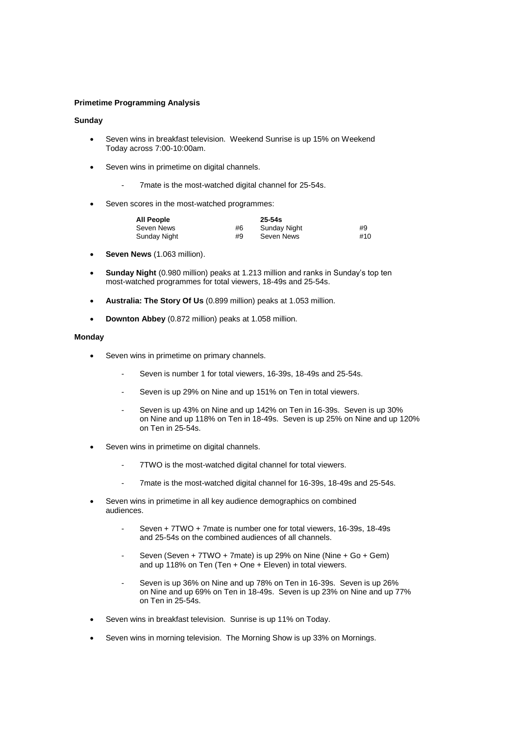**Primetime Programming Analysis**

**Sunday**

- Seven wins in breakfast television. Weekend Sunrise is up 15% on Weekend Today across 7:00-10:00am.
- Seven wins in primetime on digital channels.
  - 7mate is the most-watched digital channel for 25-54s.
- Seven scores in the most-watched programmes:

| All People | | 25-54s | |
|---|---|---|---|
| Seven News | #6 | Sunday Night | #9 |
| Sunday Night | #9 | Seven News | #10 |

- **Seven News** (1.063 million).
- **Sunday Night** (0.980 million) peaks at 1.213 million and ranks in Sunday's top ten most-watched programmes for total viewers, 18-49s and 25-54s.
- **Australia: The Story Of Us** (0.899 million) peaks at 1.053 million.
- **Downton Abbey** (0.872 million) peaks at 1.058 million.

**Monday**

- Seven wins in primetime on primary channels.
  - Seven is number 1 for total viewers, 16-39s, 18-49s and 25-54s.
  - Seven is up 29% on Nine and up 151% on Ten in total viewers.
  - Seven is up 43% on Nine and up 142% on Ten in 16-39s. Seven is up 30% on Nine and up 118% on Ten in 18-49s. Seven is up 25% on Nine and up 120% on Ten in 25-54s.
- Seven wins in primetime on digital channels.
  - 7TWO is the most-watched digital channel for total viewers.
  - 7mate is the most-watched digital channel for 16-39s, 18-49s and 25-54s.
- Seven wins in primetime in all key audience demographics on combined audiences.
  - Seven + 7TWO + 7mate is number one for total viewers, 16-39s, 18-49s and 25-54s on the combined audiences of all channels.
  - Seven (Seven + 7TWO + 7mate) is up 29% on Nine (Nine + Go + Gem) and up 118% on Ten (Ten + One + Eleven) in total viewers.
  - Seven is up 36% on Nine and up 78% on Ten in 16-39s. Seven is up 26% on Nine and up 69% on Ten in 18-49s. Seven is up 23% on Nine and up 77% on Ten in 25-54s.
- Seven wins in breakfast television. Sunrise is up 11% on Today.
- Seven wins in morning television. The Morning Show is up 33% on Mornings.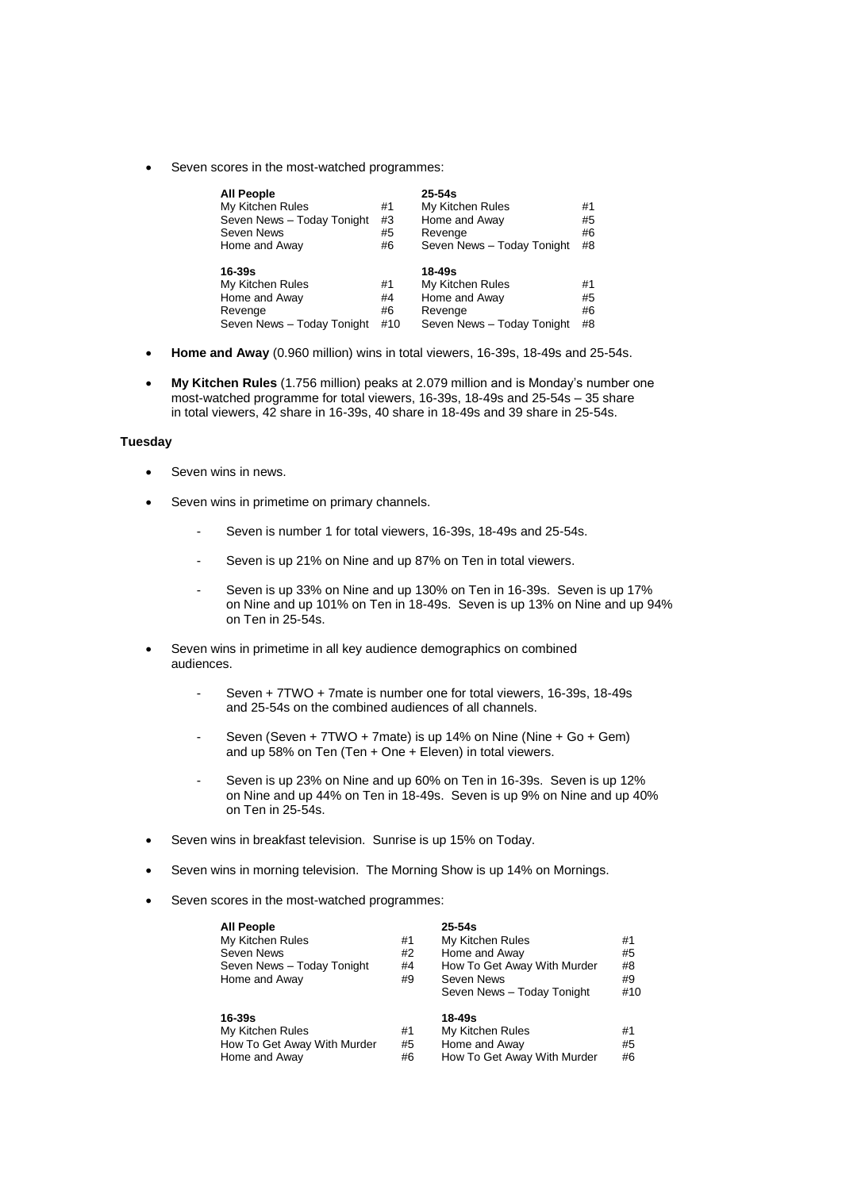- Seven scores in the most-watched programmes:

| **All People** | | **25-54s** | |
|---|---|---|---|
| My Kitchen Rules | #1 | My Kitchen Rules | #1 |
| Seven News – Today Tonight | #3 | Home and Away | #5 |
| Seven News | #5 | Revenge | #6 |
| Home and Away | #6 | Seven News – Today Tonight | #8 |
| **16-39s** | | **18-49s** | |
| My Kitchen Rules | #1 | My Kitchen Rules | #1 |
| Home and Away | #4 | Home and Away | #5 |
| Revenge | #6 | Revenge | #6 |
| Seven News – Today Tonight | #10 | Seven News – Today Tonight | #8 |

- **Home and Away** (0.960 million) wins in total viewers, 16-39s, 18-49s and 25-54s.

- **My Kitchen Rules** (1.756 million) peaks at 2.079 million and is Monday's number one most-watched programme for total viewers, 16-39s, 18-49s and 25-54s – 35 share in total viewers, 42 share in 16-39s, 40 share in 18-49s and 39 share in 25-54s.

**Tuesday**

- Seven wins in news.

- Seven wins in primetime on primary channels.

  - Seven is number 1 for total viewers, 16-39s, 18-49s and 25-54s.

  - Seven is up 21% on Nine and up 87% on Ten in total viewers.

  - Seven is up 33% on Nine and up 130% on Ten in 16-39s. Seven is up 17% on Nine and up 101% on Ten in 18-49s. Seven is up 13% on Nine and up 94% on Ten in 25-54s.

- Seven wins in primetime in all key audience demographics on combined audiences.

  - Seven + 7TWO + 7mate is number one for total viewers, 16-39s, 18-49s and 25-54s on the combined audiences of all channels.

  - Seven (Seven + 7TWO + 7mate) is up 14% on Nine (Nine + Go + Gem) and up 58% on Ten (Ten + One + Eleven) in total viewers.

  - Seven is up 23% on Nine and up 60% on Ten in 16-39s. Seven is up 12% on Nine and up 44% on Ten in 18-49s. Seven is up 9% on Nine and up 40% on Ten in 25-54s.

- Seven wins in breakfast television. Sunrise is up 15% on Today.

- Seven wins in morning television. The Morning Show is up 14% on Mornings.

- Seven scores in the most-watched programmes:

| **All People** | | **25-54s** | |
|---|---|---|---|
| My Kitchen Rules | #1 | My Kitchen Rules | #1 |
| Seven News | #2 | Home and Away | #5 |
| Seven News – Today Tonight | #4 | How To Get Away With Murder | #8 |
| Home and Away | #9 | Seven News | #9 |
| | | Seven News – Today Tonight | #10 |
| **16-39s** | | **18-49s** | |
| My Kitchen Rules | #1 | My Kitchen Rules | #1 |
| How To Get Away With Murder | #5 | Home and Away | #5 |
| Home and Away | #6 | How To Get Away With Murder | #6 |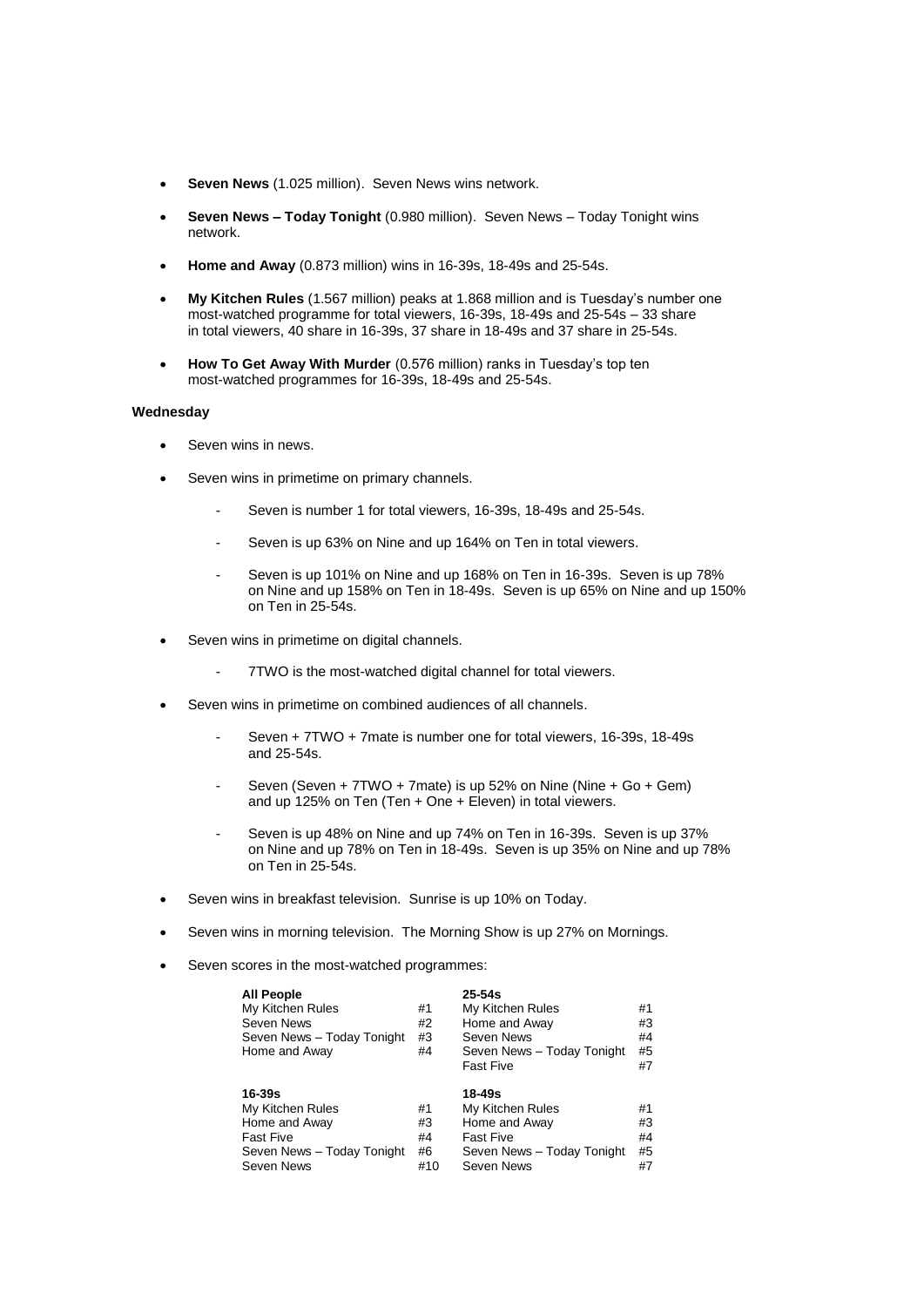- **Seven News** (1.025 million). Seven News wins network.
- **Seven News – Today Tonight** (0.980 million). Seven News – Today Tonight wins network.
- **Home and Away** (0.873 million) wins in 16-39s, 18-49s and 25-54s.
- **My Kitchen Rules** (1.567 million) peaks at 1.868 million and is Tuesday's number one most-watched programme for total viewers, 16-39s, 18-49s and 25-54s – 33 share in total viewers, 40 share in 16-39s, 37 share in 18-49s and 37 share in 25-54s.
- **How To Get Away With Murder** (0.576 million) ranks in Tuesday's top ten most-watched programmes for 16-39s, 18-49s and 25-54s.

**Wednesday**

- Seven wins in news.
- Seven wins in primetime on primary channels.
  - Seven is number 1 for total viewers, 16-39s, 18-49s and 25-54s.
  - Seven is up 63% on Nine and up 164% on Ten in total viewers.
  - Seven is up 101% on Nine and up 168% on Ten in 16-39s. Seven is up 78% on Nine and up 158% on Ten in 18-49s. Seven is up 65% on Nine and up 150% on Ten in 25-54s.
- Seven wins in primetime on digital channels.
  - 7TWO is the most-watched digital channel for total viewers.
- Seven wins in primetime on combined audiences of all channels.
  - Seven + 7TWO + 7mate is number one for total viewers, 16-39s, 18-49s and 25-54s.
  - Seven (Seven + 7TWO + 7mate) is up 52% on Nine (Nine + Go + Gem) and up 125% on Ten (Ten + One + Eleven) in total viewers.
  - Seven is up 48% on Nine and up 74% on Ten in 16-39s. Seven is up 37% on Nine and up 78% on Ten in 18-49s. Seven is up 35% on Nine and up 78% on Ten in 25-54s.
- Seven wins in breakfast television. Sunrise is up 10% on Today.
- Seven wins in morning television. The Morning Show is up 27% on Mornings.
- Seven scores in the most-watched programmes:

| **All People** | | **25-54s** | |
|---|---|---|---|
| My Kitchen Rules | #1 | My Kitchen Rules | #1 |
| Seven News | #2 | Home and Away | #3 |
| Seven News – Today Tonight | #3 | Seven News | #4 |
| Home and Away | #4 | Seven News – Today Tonight | #5 |
| | | Fast Five | #7 |

| **16-39s** | | **18-49s** | |
|---|---|---|---|
| My Kitchen Rules | #1 | My Kitchen Rules | #1 |
| Home and Away | #3 | Home and Away | #3 |
| Fast Five | #4 | Fast Five | #4 |
| Seven News – Today Tonight | #6 | Seven News – Today Tonight | #5 |
| Seven News | #10 | Seven News | #7 |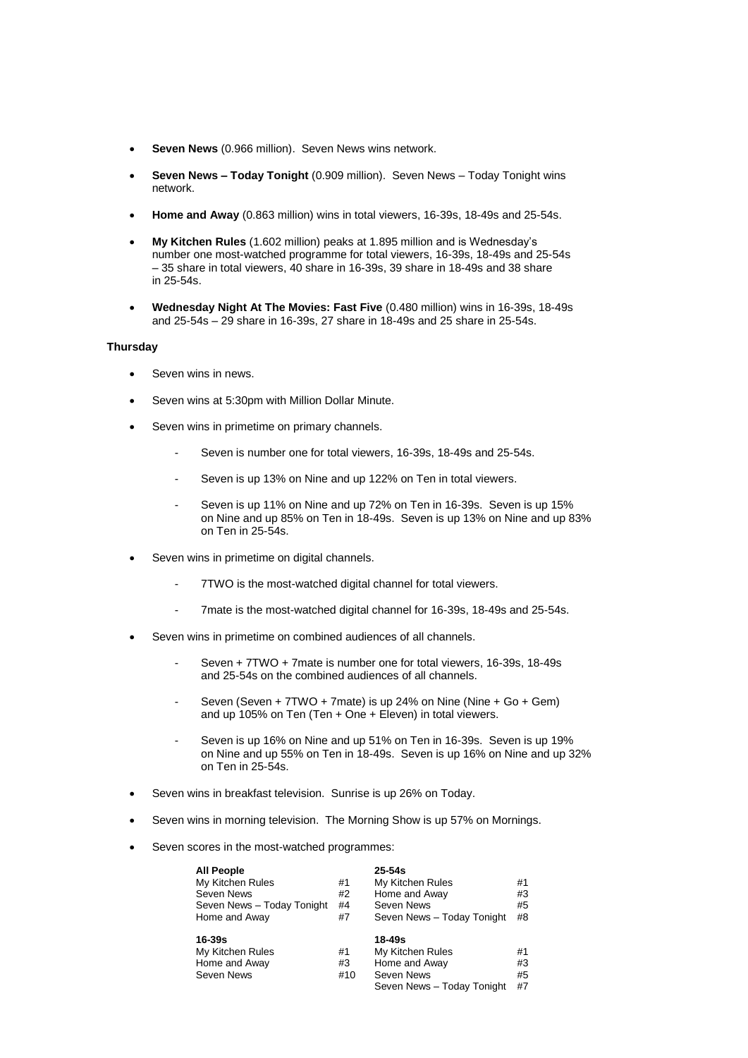- **Seven News** (0.966 million). Seven News wins network.
- **Seven News – Today Tonight** (0.909 million). Seven News – Today Tonight wins network.
- **Home and Away** (0.863 million) wins in total viewers, 16-39s, 18-49s and 25-54s.
- **My Kitchen Rules** (1.602 million) peaks at 1.895 million and is Wednesday's number one most-watched programme for total viewers, 16-39s, 18-49s and 25-54s – 35 share in total viewers, 40 share in 16-39s, 39 share in 18-49s and 38 share in 25-54s.
- **Wednesday Night At The Movies: Fast Five** (0.480 million) wins in 16-39s, 18-49s and 25-54s – 29 share in 16-39s, 27 share in 18-49s and 25 share in 25-54s.

**Thursday**

- Seven wins in news.
- Seven wins at 5:30pm with Million Dollar Minute.
- Seven wins in primetime on primary channels.
  - Seven is number one for total viewers, 16-39s, 18-49s and 25-54s.
  - Seven is up 13% on Nine and up 122% on Ten in total viewers.
  - Seven is up 11% on Nine and up 72% on Ten in 16-39s. Seven is up 15% on Nine and up 85% on Ten in 18-49s. Seven is up 13% on Nine and up 83% on Ten in 25-54s.
- Seven wins in primetime on digital channels.
  - 7TWO is the most-watched digital channel for total viewers.
  - 7mate is the most-watched digital channel for 16-39s, 18-49s and 25-54s.
- Seven wins in primetime on combined audiences of all channels.
  - Seven + 7TWO + 7mate is number one for total viewers, 16-39s, 18-49s and 25-54s on the combined audiences of all channels.
  - Seven (Seven + 7TWO + 7mate) is up 24% on Nine (Nine + Go + Gem) and up 105% on Ten (Ten + One + Eleven) in total viewers.
  - Seven is up 16% on Nine and up 51% on Ten in 16-39s. Seven is up 19% on Nine and up 55% on Ten in 18-49s. Seven is up 16% on Nine and up 32% on Ten in 25-54s.
- Seven wins in breakfast television. Sunrise is up 26% on Today.
- Seven wins in morning television. The Morning Show is up 57% on Mornings.
- Seven scores in the most-watched programmes:

| **All People** | | **25-54s** | |
|---|---|---|---|
| My Kitchen Rules | #1 | My Kitchen Rules | #1 |
| Seven News | #2 | Home and Away | #3 |
| Seven News – Today Tonight | #4 | Seven News | #5 |
| Home and Away | #7 | Seven News – Today Tonight | #8 |
| **16-39s** | | **18-49s** | |
| My Kitchen Rules | #1 | My Kitchen Rules | #1 |
| Home and Away | #3 | Home and Away | #3 |
| Seven News | #10 | Seven News | #5 |
| | | Seven News – Today Tonight | #7 |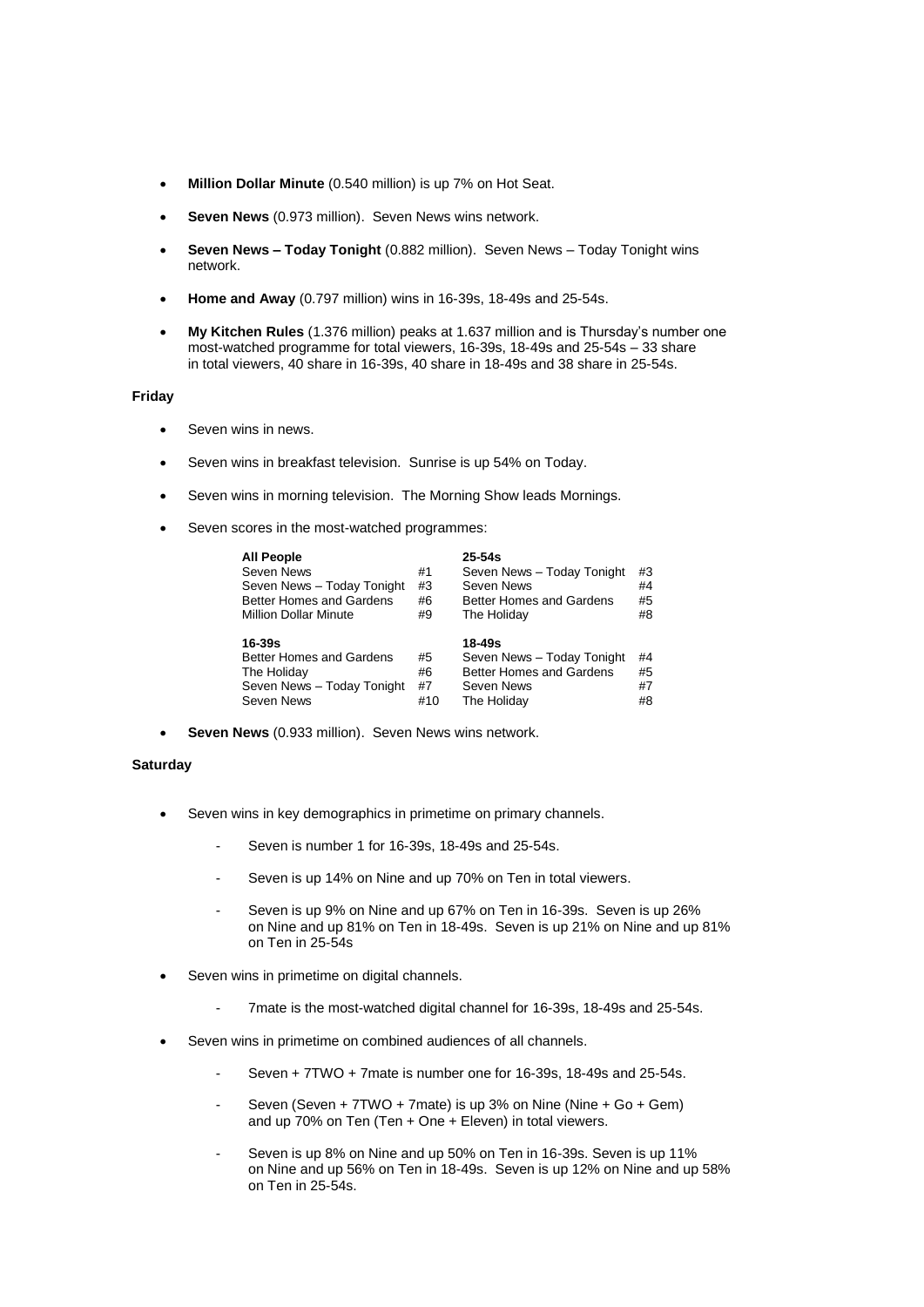- **Million Dollar Minute** (0.540 million) is up 7% on Hot Seat.
- **Seven News** (0.973 million). Seven News wins network.
- **Seven News – Today Tonight** (0.882 million). Seven News – Today Tonight wins network.
- **Home and Away** (0.797 million) wins in 16-39s, 18-49s and 25-54s.
- **My Kitchen Rules** (1.376 million) peaks at 1.637 million and is Thursday's number one most-watched programme for total viewers, 16-39s, 18-49s and 25-54s – 33 share in total viewers, 40 share in 16-39s, 40 share in 18-49s and 38 share in 25-54s.

**Friday**

- Seven wins in news.
- Seven wins in breakfast television. Sunrise is up 54% on Today.
- Seven wins in morning television. The Morning Show leads Mornings.
- Seven scores in the most-watched programmes:

| **All People** | | **25-54s** | |
|---|---|---|---|
| Seven News | #1 | Seven News – Today Tonight | #3 |
| Seven News – Today Tonight | #3 | Seven News | #4 |
| Better Homes and Gardens | #6 | Better Homes and Gardens | #5 |
| Million Dollar Minute | #9 | The Holiday | #8 |
| **16-39s** | | **18-49s** | |
| Better Homes and Gardens | #5 | Seven News – Today Tonight | #4 |
| The Holiday | #6 | Better Homes and Gardens | #5 |
| Seven News – Today Tonight | #7 | Seven News | #7 |
| Seven News | #10 | The Holiday | #8 |

- **Seven News** (0.933 million). Seven News wins network.

**Saturday**

- Seven wins in key demographics in primetime on primary channels.
  - Seven is number 1 for 16-39s, 18-49s and 25-54s.
  - Seven is up 14% on Nine and up 70% on Ten in total viewers.
  - Seven is up 9% on Nine and up 67% on Ten in 16-39s. Seven is up 26% on Nine and up 81% on Ten in 18-49s. Seven is up 21% on Nine and up 81% on Ten in 25-54s
- Seven wins in primetime on digital channels.
  - 7mate is the most-watched digital channel for 16-39s, 18-49s and 25-54s.
- Seven wins in primetime on combined audiences of all channels.
  - Seven + 7TWO + 7mate is number one for 16-39s, 18-49s and 25-54s.
  - Seven (Seven + 7TWO + 7mate) is up 3% on Nine (Nine + Go + Gem) and up 70% on Ten (Ten + One + Eleven) in total viewers.
  - Seven is up 8% on Nine and up 50% on Ten in 16-39s. Seven is up 11% on Nine and up 56% on Ten in 18-49s. Seven is up 12% on Nine and up 58% on Ten in 25-54s.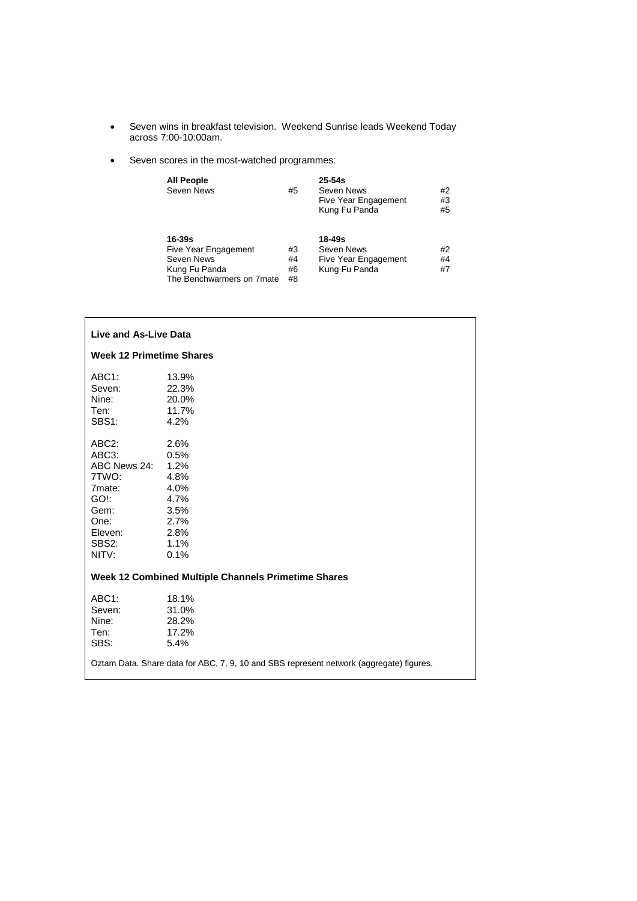- Seven wins in breakfast television. Weekend Sunrise leads Weekend Today across 7:00-10:00am.

- Seven scores in the most-watched programmes:

| **All People** | | **25-54s** | |
|---|---|---|---|
| Seven News | #5 | Seven News | #2 |
| | | Five Year Engagement | #3 |
| | | Kung Fu Panda | #5 |

| **16-39s** | | **18-49s** | |
|---|---|---|---|
| Five Year Engagement | #3 | Seven News | #2 |
| Seven News | #4 | Five Year Engagement | #4 |
| Kung Fu Panda | #6 | Kung Fu Panda | #7 |
| The Benchwarmers on 7mate | #8 | | |

**Live and As-Live Data**

**Week 12 Primetime Shares**

| | |
|---|---|
| ABC1: | 13.9% |
| Seven: | 22.3% |
| Nine: | 20.0% |
| Ten: | 11.7% |
| SBS1: | 4.2% |

| | |
|---|---|
| ABC2: | 2.6% |
| ABC3: | 0.5% |
| ABC News 24: | 1.2% |
| 7TWO: | 4.8% |
| 7mate: | 4.0% |
| GO!: | 4.7% |
| Gem: | 3.5% |
| One: | 2.7% |
| Eleven: | 2.8% |
| SBS2: | 1.1% |
| NITV: | 0.1% |

**Week 12 Combined Multiple Channels Primetime Shares**

| | |
|---|---|
| ABC1: | 18.1% |
| Seven: | 31.0% |
| Nine: | 28.2% |
| Ten: | 17.2% |
| SBS: | 5.4% |

Oztam Data. Share data for ABC, 7, 9, 10 and SBS represent network (aggregate) figures.